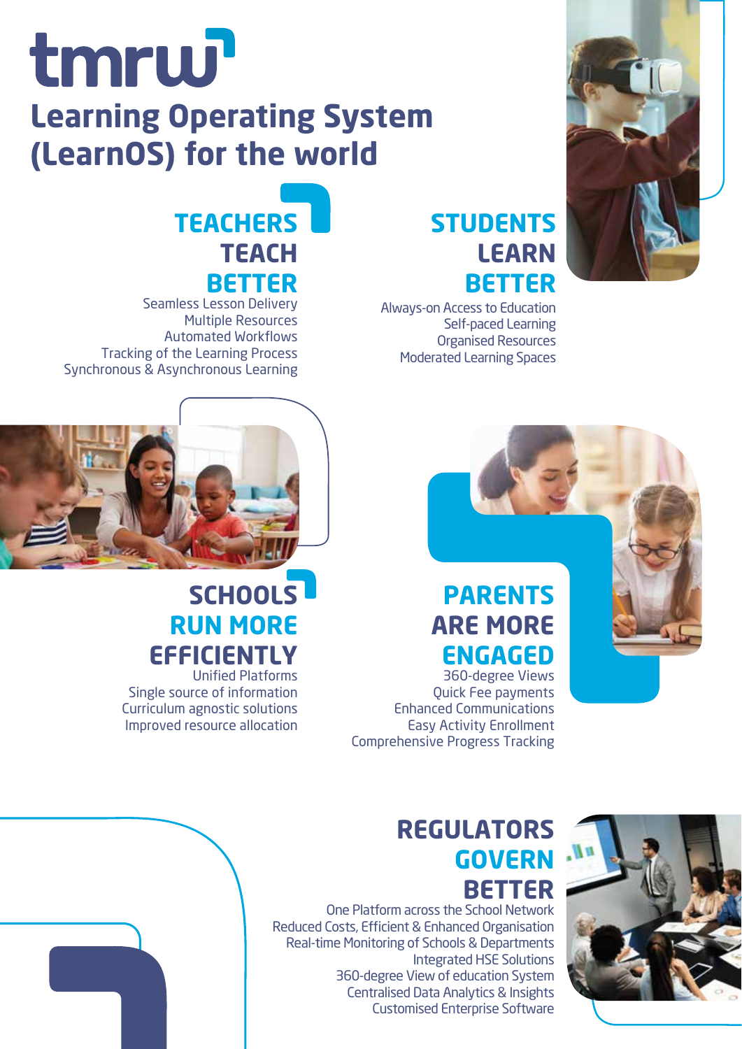# tmrw

## Learning Operating System (LearnOS) for the world

### TEACHERS TEACH BETTER

Seamless Lesson Delivery
Multiple Resources
Automated Workflows
Tracking of the Learning Process
Synchronous & Asynchronous Learning

### STUDENTS LEARN BETTER

Always-on Access to Education
Self-paced Learning
Organised Resources
Moderated Learning Spaces

### SCHOOLS RUN MORE EFFICIENTLY

Unified Platforms
Single source of information
Curriculum agnostic solutions
Improved resource allocation

### PARENTS ARE MORE ENGAGED

360-degree Views
Quick Fee payments
Enhanced Communications
Easy Activity Enrollment
Comprehensive Progress Tracking

### REGULATORS GOVERN BETTER

One Platform across the School Network
Reduced Costs, Efficient & Enhanced Organisation
Real-time Monitoring of Schools & Departments
Integrated HSE Solutions
360-degree View of education System
Centralised Data Analytics & Insights
Customised Enterprise Software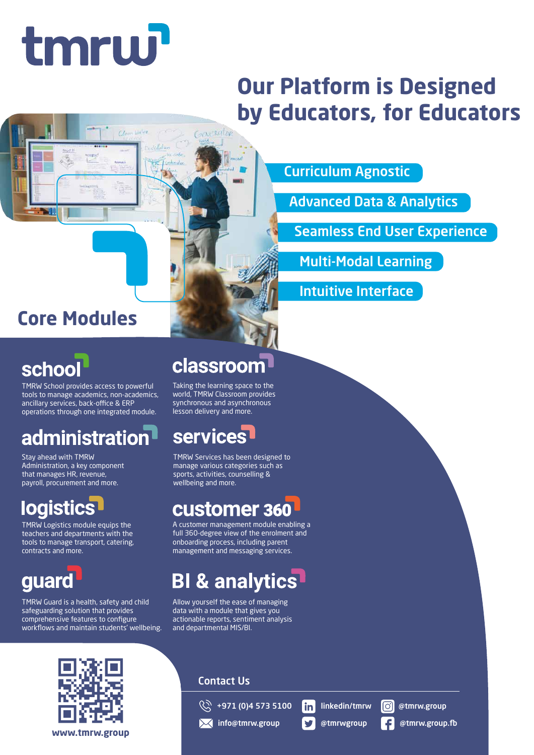tmrw

# Our Platform is Designed by Educators, for Educators

- Curriculum Agnostic
- Advanced Data & Analytics
- Seamless End User Experience
- Multi-Modal Learning
- Intuitive Interface

## Core Modules

### school

TMRW School provides access to powerful tools to manage academics, non-academics, ancillary services, back-office & ERP operations through one integrated module.

### classroom

Taking the learning space to the world, TMRW Classroom provides synchronous and asynchronous lesson delivery and more.

### administration

Stay ahead with TMRW Administration, a key component that manages HR, revenue, payroll, procurement and more.

### services

TMRW Services has been designed to manage various categories such as sports, activities, counselling & wellbeing and more.

### logistics

TMRW Logistics module equips the teachers and departments with the tools to manage transport, catering, contracts and more.

### customer 360

A customer management module enabling a full 360-degree view of the enrolment and onboarding process, including parent management and messaging services.

### guard

TMRW Guard is a health, safety and child safeguarding solution that provides comprehensive features to configure workflows and maintain students' wellbeing.

### BI & analytics

Allow yourself the ease of managing data with a module that gives you actionable reports, sentiment analysis and departmental MIS/BI.

www.tmrw.group

### Contact Us

- +971 (0)4 573 5100
- info@tmrw.group
- linkedin/tmrw
- @tmrwgroup
- @tmrw.group
- @tmrw.group.fb